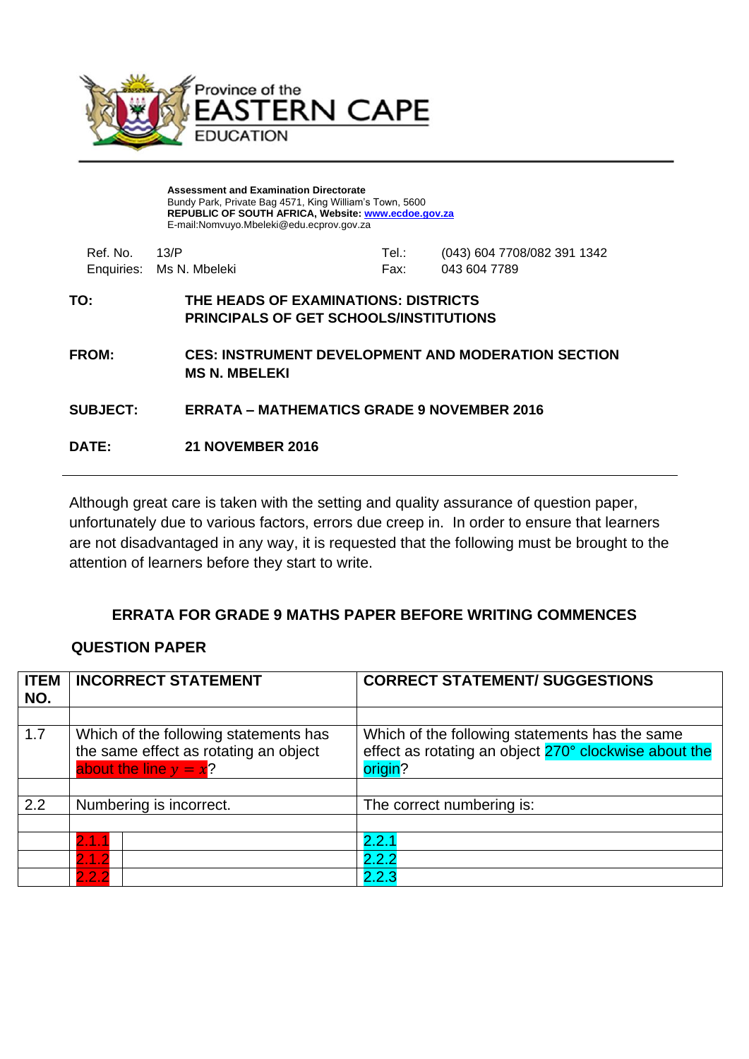Province of the
# EASTERN CAPE
EDUCATION

**Assessment and Examination Directorate**
Bundy Park, Private Bag 4571, King William's Town, 5600
**REPUBLIC OF SOUTH AFRICA, Website: www.ecdoe.gov.za**
E-mail:Nomvuyo.Mbeleki@edu.ecprov.gov.za

Ref. No. 13/P
Enquiries: Ms N. Mbeleki

Tel.: (043) 604 7708/082 391 1342
Fax: 043 604 7789

**TO:** **THE HEADS OF EXAMINATIONS: DISTRICTS**
**PRINCIPALS OF GET SCHOOLS/INSTITUTIONS**

**FROM:** **CES: INSTRUMENT DEVELOPMENT AND MODERATION SECTION**
**MS N. MBELEKI**

**SUBJECT:** **ERRATA – MATHEMATICS GRADE 9 NOVEMBER 2016**

**DATE:** **21 NOVEMBER 2016**

---

Although great care is taken with the setting and quality assurance of question paper, unfortunately due to various factors, errors due creep in. In order to ensure that learners are not disadvantaged in any way, it is requested that the following must be brought to the attention of learners before they start to write.

## ERRATA FOR GRADE 9 MATHS PAPER BEFORE WRITING COMMENCES

**QUESTION PAPER**

| ITEM NO. | INCORRECT STATEMENT | CORRECT STATEMENT/ SUGGESTIONS |
|---|---|---|
| | | |
| 1.7 | Which of the following statements has the same effect as rotating an object about the line $y = x$? | Which of the following statements has the same effect as rotating an object 270° clockwise about the origin? |
| | | |
| 2.2 | Numbering is incorrect. | The correct numbering is: |
| | | |
| | 2.1.1 | 2.2.1 |
| | 2.1.2 | 2.2.2 |
| | 2.2.2 | 2.2.3 |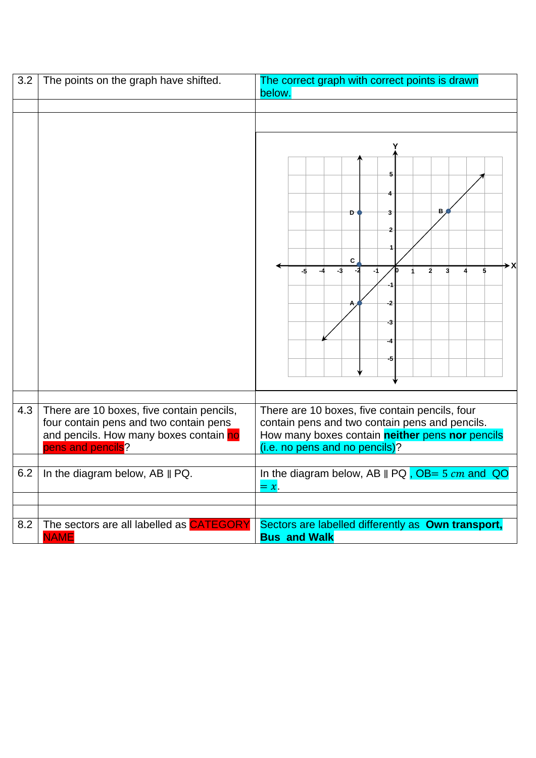| | | |
|---|---|---|
| 3.2 | The points on the graph have shifted. | The correct graph with correct points is drawn below. |
| | | |
| | | |
| | | |
| 4.3 | There are 10 boxes, five contain pencils, four contain pens and two contain pens and pencils. How many boxes contain no pens and pencils? | There are 10 boxes, five contain pencils, four contain pens and two contain pens and pencils. How many boxes contain **neither** pens **nor** pencils (i.e. no pens and no pencils)? |
| | | |
| 6.2 | In the diagram below, AB ∥ PQ. | In the diagram below, AB ∥ PQ , OB= 5 $cm$ and QO $= x$. |
| | | |
| | | |
| 8.2 | The sectors are all labelled as CATEGORY NAME | Sectors are labelled differently as **Own transport, Bus and Walk** |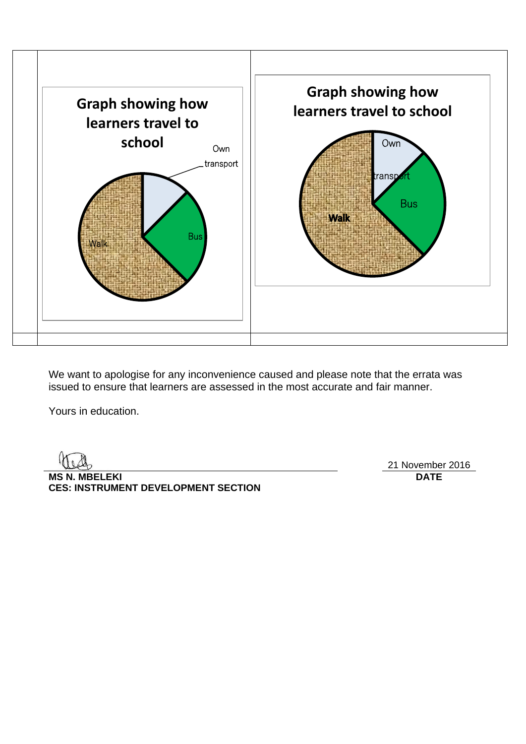| | | |
|---|---|---|
| | **Graph showing how learners travel to school**<br><br>Own transport<br>Bus<br>Walk | **Graph showing how learners travel to school**<br><br>Own transport<br>Bus<br>**Walk** |
| | | |

We want to apologise for any inconvenience caused and please note that the errata was issued to ensure that learners are assessed in the most accurate and fair manner.

Yours in education.

**MS N. MBELEKI**
**CES: INSTRUMENT DEVELOPMENT SECTION**

21 November 2016
**DATE**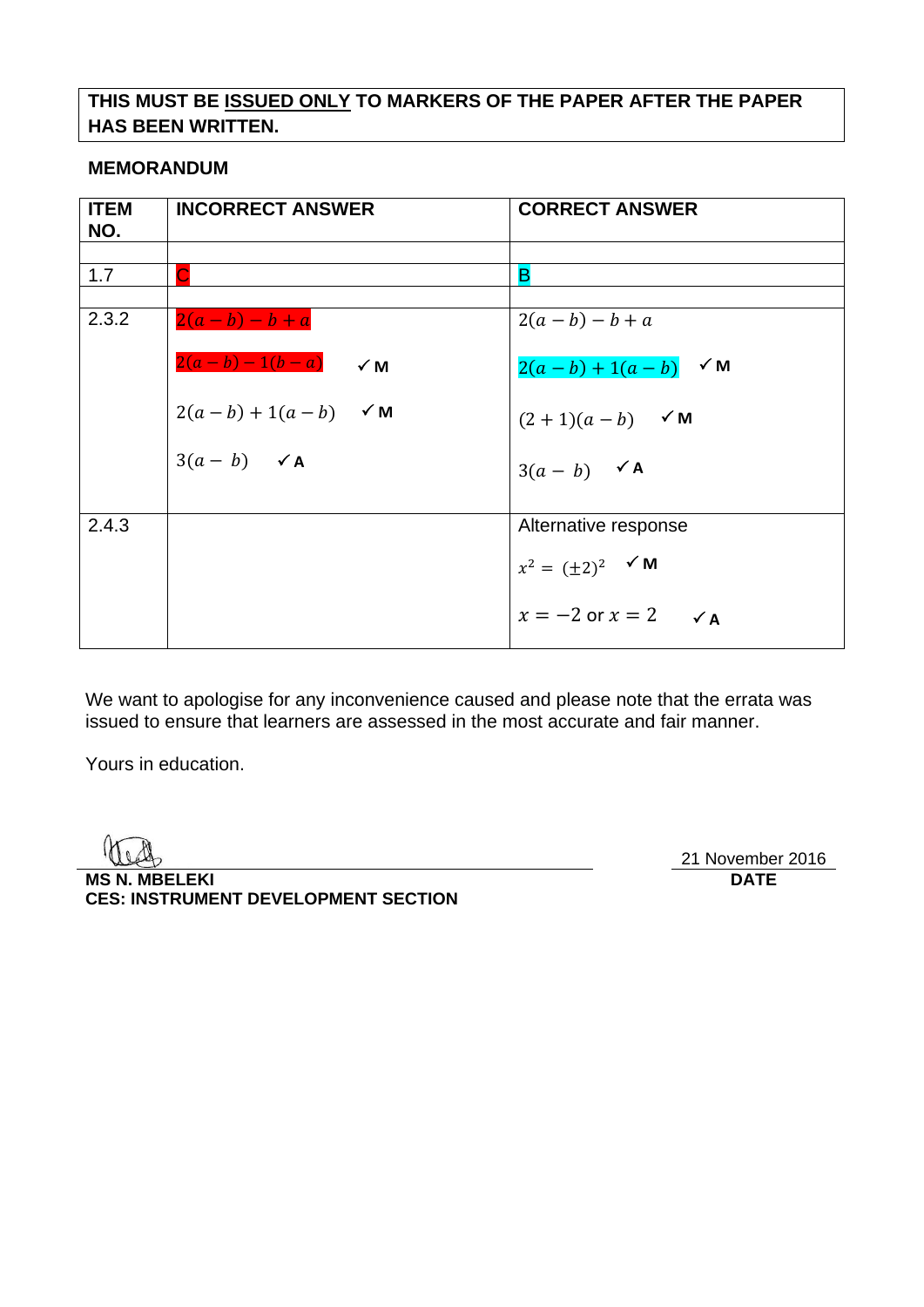**THIS MUST BE ISSUED ONLY TO MARKERS OF THE PAPER AFTER THE PAPER HAS BEEN WRITTEN.**

**MEMORANDUM**

| ITEM NO. | INCORRECT ANSWER | CORRECT ANSWER |
|---|---|---|
| | | |
| 1.7 | C | B |
| | | |
| 2.3.2 | $2(a-b)-b+a$ <br> $2(a-b)-1(b-a)$ ✓M <br> $2(a-b)+1(a-b)$ ✓M <br> $3(a-b)$ ✓A | $2(a-b)-b+a$ <br> $2(a-b)+1(a-b)$ ✓M <br> $(2+1)(a-b)$ ✓M <br> $3(a-b)$ ✓A |
| 2.4.3 | | Alternative response <br> $x^2 = (\pm 2)^2$ ✓M <br> $x=-2$ or $x=2$ ✓A |

We want to apologise for any inconvenience caused and please note that the errata was issued to ensure that learners are assessed in the most accurate and fair manner.

Yours in education.

**MS N. MBELEKI**
**CES: INSTRUMENT DEVELOPMENT SECTION**

21 November 2016
**DATE**